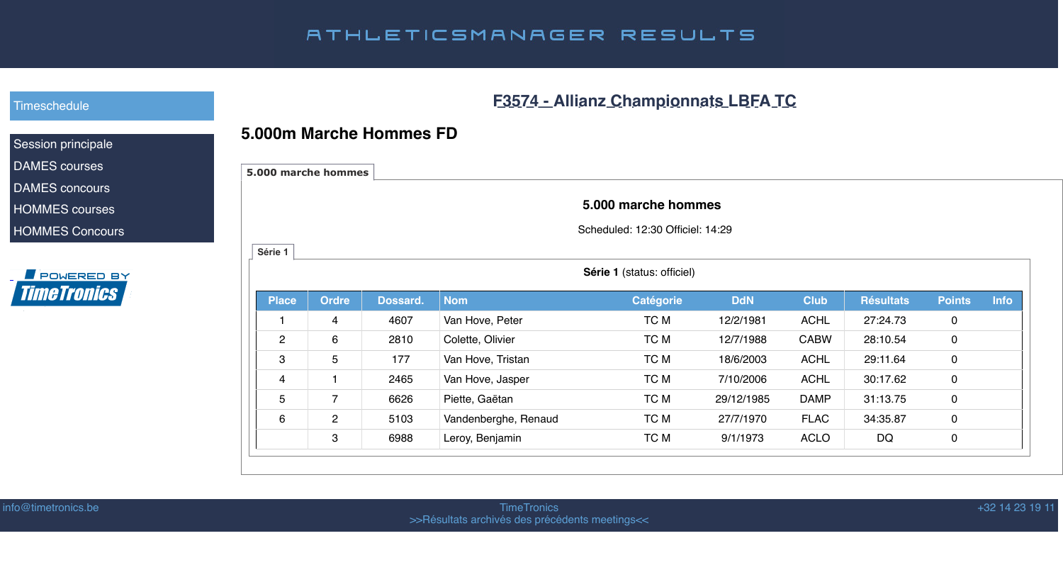# ATHLETICSMANAGER RESULTS

- Timeschedule
- Session principale
- DAMES courses
- DAMES concours
- HOMMES courses
- HOMMES Concours

POWERED BY TimeTronics

## F3574 - Allianz Championnats LBFA TC

## 5.000m Marche Hommes FD

**5.000 marche hommes**

### 5.000 marche hommes

Scheduled: 12:30 Officiel: 14:29

**Série 1**

**Série 1** (status: officiel)

| Place | Ordre | Dossard. | Nom | Catégorie | DdN | Club | Résultats | Points | Info |
|---|---|---|---|---|---|---|---|---|---|
| 1 | 4 | 4607 | Van Hove, Peter | TC M | 12/2/1981 | ACHL | 27:24.73 | 0 | |
| 2 | 6 | 2810 | Colette, Olivier | TC M | 12/7/1988 | CABW | 28:10.54 | 0 | |
| 3 | 5 | 177 | Van Hove, Tristan | TC M | 18/6/2003 | ACHL | 29:11.64 | 0 | |
| 4 | 1 | 2465 | Van Hove, Jasper | TC M | 7/10/2006 | ACHL | 30:17.62 | 0 | |
| 5 | 7 | 6626 | Piette, Gaëtan | TC M | 29/12/1985 | DAMP | 31:13.75 | 0 | |
| 6 | 2 | 5103 | Vandenberghe, Renaud | TC M | 27/7/1970 | FLAC | 34:35.87 | 0 | |
| | 3 | 6988 | Leroy, Benjamin | TC M | 9/1/1973 | ACLO | DQ | 0 | |

info@timetronics.be TimeTronics +32 14 23 19 11

>>Résultats archivés des précédents meetings<<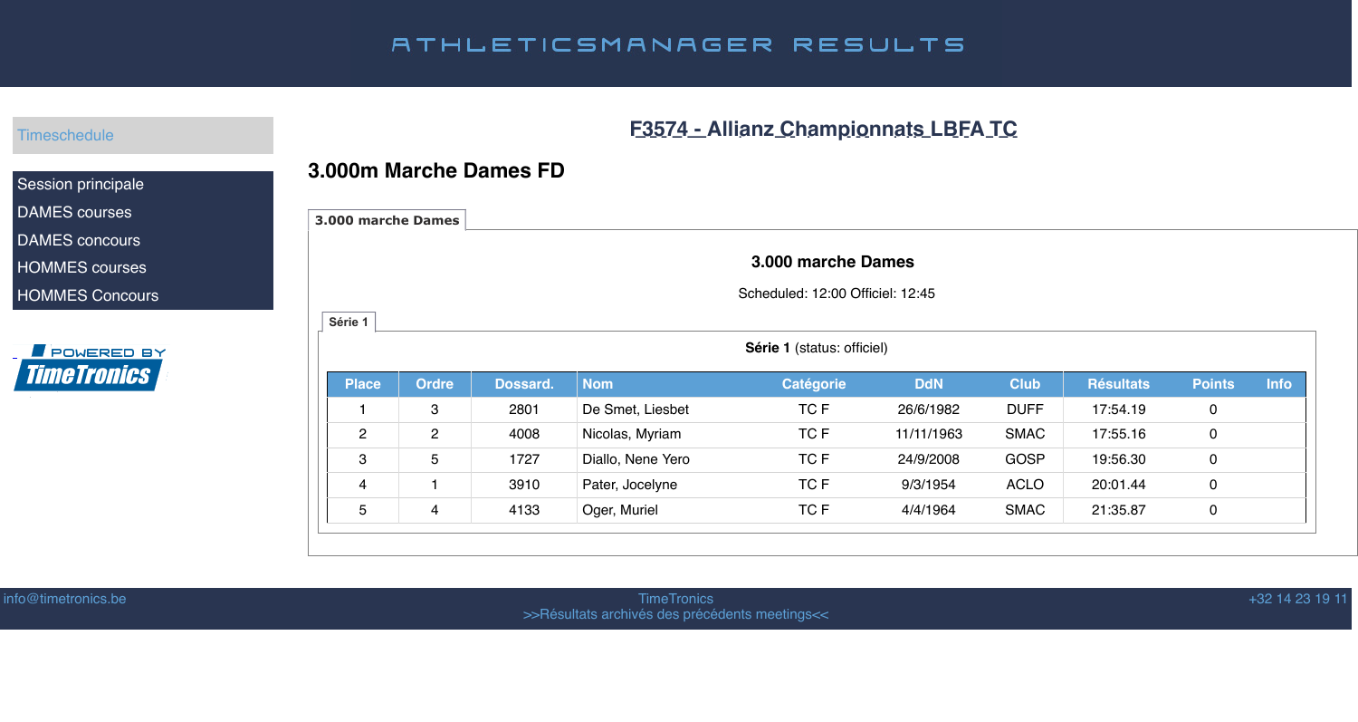# ATHLETICSMANAGER RESULTS

Timeschedule

- Session principale
- DAMES courses
- DAMES concours
- HOMMES courses
- HOMMES Concours

POWERED BY TimeTronics

## F3574 - Allianz Championnats LBFA TC

## 3.000m Marche Dames FD

**3.000 marche Dames**

### 3.000 marche Dames

Scheduled: 12:00 Officiel: 12:45

**Série 1**

**Série 1** (status: officiel)

| Place | Ordre | Dossard. | Nom | Catégorie | DdN | Club | Résultats | Points | Info |
|---|---|---|---|---|---|---|---|---|---|
| 1 | 3 | 2801 | De Smet, Liesbet | TC F | 26/6/1982 | DUFF | 17:54.19 | 0 | |
| 2 | 2 | 4008 | Nicolas, Myriam | TC F | 11/11/1963 | SMAC | 17:55.16 | 0 | |
| 3 | 5 | 1727 | Diallo, Nene Yero | TC F | 24/9/2008 | GOSP | 19:56.30 | 0 | |
| 4 | 1 | 3910 | Pater, Jocelyne | TC F | 9/3/1954 | ACLO | 20:01.44 | 0 | |
| 5 | 4 | 4133 | Oger, Muriel | TC F | 4/4/1964 | SMAC | 21:35.87 | 0 | |

info@timetronics.be TimeTronics +32 14 23 19 11

>>Résultats archivés des précédents meetings<<